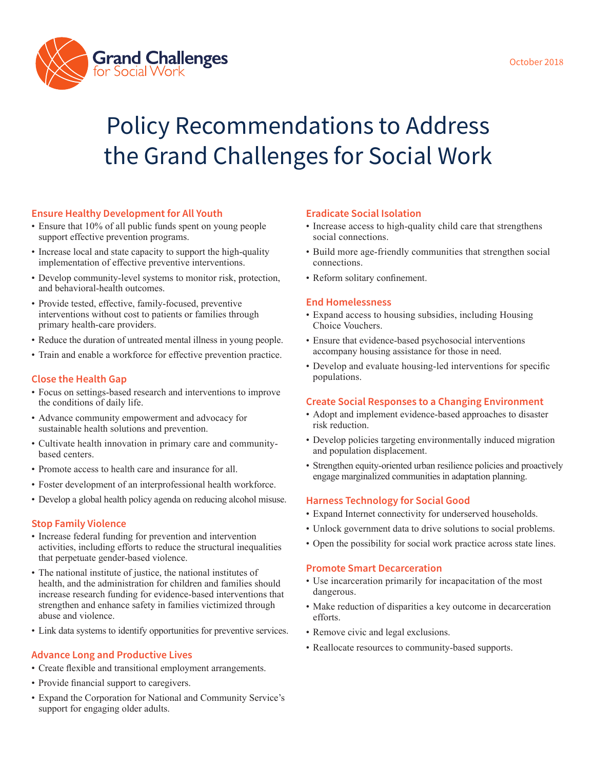Grand Challenges for Social Work

October 2018

# Policy Recommendations to Address the Grand Challenges for Social Work

## Ensure Healthy Development for All Youth

- Ensure that 10% of all public funds spent on young people support effective prevention programs.
- Increase local and state capacity to support the high-quality implementation of effective preventive interventions.
- Develop community-level systems to monitor risk, protection, and behavioral-health outcomes.
- Provide tested, effective, family-focused, preventive interventions without cost to patients or families through primary health-care providers.
- Reduce the duration of untreated mental illness in young people.
- Train and enable a workforce for effective prevention practice.

## Close the Health Gap

- Focus on settings-based research and interventions to improve the conditions of daily life.
- Advance community empowerment and advocacy for sustainable health solutions and prevention.
- Cultivate health innovation in primary care and community-based centers.
- Promote access to health care and insurance for all.
- Foster development of an interprofessional health workforce.
- Develop a global health policy agenda on reducing alcohol misuse.

## Stop Family Violence

- Increase federal funding for prevention and intervention activities, including efforts to reduce the structural inequalities that perpetuate gender-based violence.
- The national institute of justice, the national institutes of health, and the administration for children and families should increase research funding for evidence-based interventions that strengthen and enhance safety in families victimized through abuse and violence.
- Link data systems to identify opportunities for preventive services.

## Advance Long and Productive Lives

- Create flexible and transitional employment arrangements.
- Provide financial support to caregivers.
- Expand the Corporation for National and Community Service's support for engaging older adults.

## Eradicate Social Isolation

- Increase access to high-quality child care that strengthens social connections.
- Build more age-friendly communities that strengthen social connections.
- Reform solitary confinement.

## End Homelessness

- Expand access to housing subsidies, including Housing Choice Vouchers.
- Ensure that evidence-based psychosocial interventions accompany housing assistance for those in need.
- Develop and evaluate housing-led interventions for specific populations.

## Create Social Responses to a Changing Environment

- Adopt and implement evidence-based approaches to disaster risk reduction.
- Develop policies targeting environmentally induced migration and population displacement.
- Strengthen equity-oriented urban resilience policies and proactively engage marginalized communities in adaptation planning.

## Harness Technology for Social Good

- Expand Internet connectivity for underserved households.
- Unlock government data to drive solutions to social problems.
- Open the possibility for social work practice across state lines.

## Promote Smart Decarceration

- Use incarceration primarily for incapacitation of the most dangerous.
- Make reduction of disparities a key outcome in decarceration efforts.
- Remove civic and legal exclusions.
- Reallocate resources to community-based supports.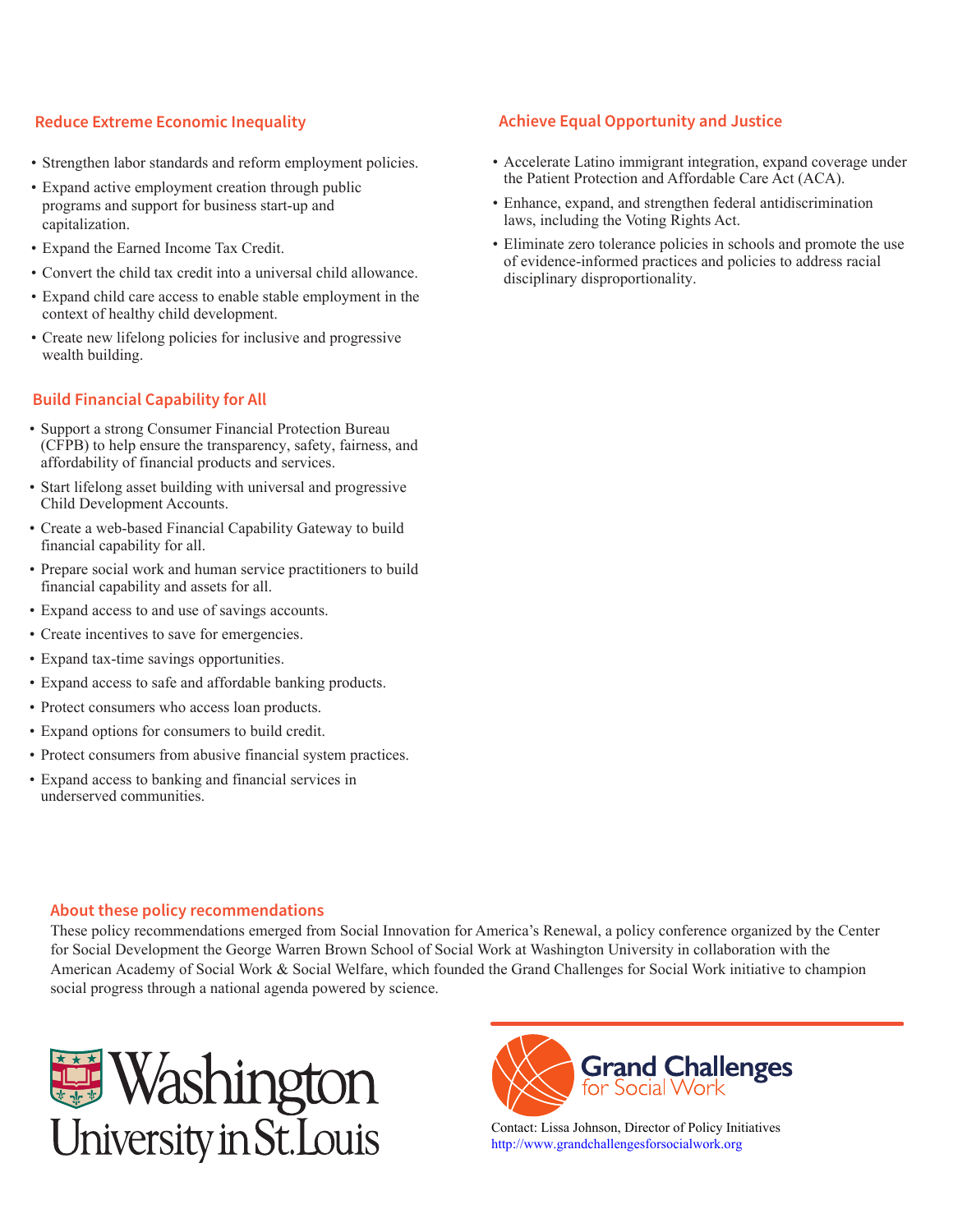## Reduce Extreme Economic Inequality

- Strengthen labor standards and reform employment policies.
- Expand active employment creation through public programs and support for business start-up and capitalization.
- Expand the Earned Income Tax Credit.
- Convert the child tax credit into a universal child allowance.
- Expand child care access to enable stable employment in the context of healthy child development.
- Create new lifelong policies for inclusive and progressive wealth building.

## Build Financial Capability for All

- Support a strong Consumer Financial Protection Bureau (CFPB) to help ensure the transparency, safety, fairness, and affordability of financial products and services.
- Start lifelong asset building with universal and progressive Child Development Accounts.
- Create a web-based Financial Capability Gateway to build financial capability for all.
- Prepare social work and human service practitioners to build financial capability and assets for all.
- Expand access to and use of savings accounts.
- Create incentives to save for emergencies.
- Expand tax-time savings opportunities.
- Expand access to safe and affordable banking products.
- Protect consumers who access loan products.
- Expand options for consumers to build credit.
- Protect consumers from abusive financial system practices.
- Expand access to banking and financial services in underserved communities.

## Achieve Equal Opportunity and Justice

- Accelerate Latino immigrant integration, expand coverage under the Patient Protection and Affordable Care Act (ACA).
- Enhance, expand, and strengthen federal antidiscrimination laws, including the Voting Rights Act.
- Eliminate zero tolerance policies in schools and promote the use of evidence-informed practices and policies to address racial disciplinary disproportionality.

## About these policy recommendations

These policy recommendations emerged from Social Innovation for America's Renewal, a policy conference organized by the Center for Social Development the George Warren Brown School of Social Work at Washington University in collaboration with the American Academy of Social Work & Social Welfare, which founded the Grand Challenges for Social Work initiative to champion social progress through a national agenda powered by science.

Washington University in St. Louis

Grand Challenges for Social Work

Contact: Lissa Johnson, Director of Policy Initiatives
http://www.grandchallengesforsocialwork.org